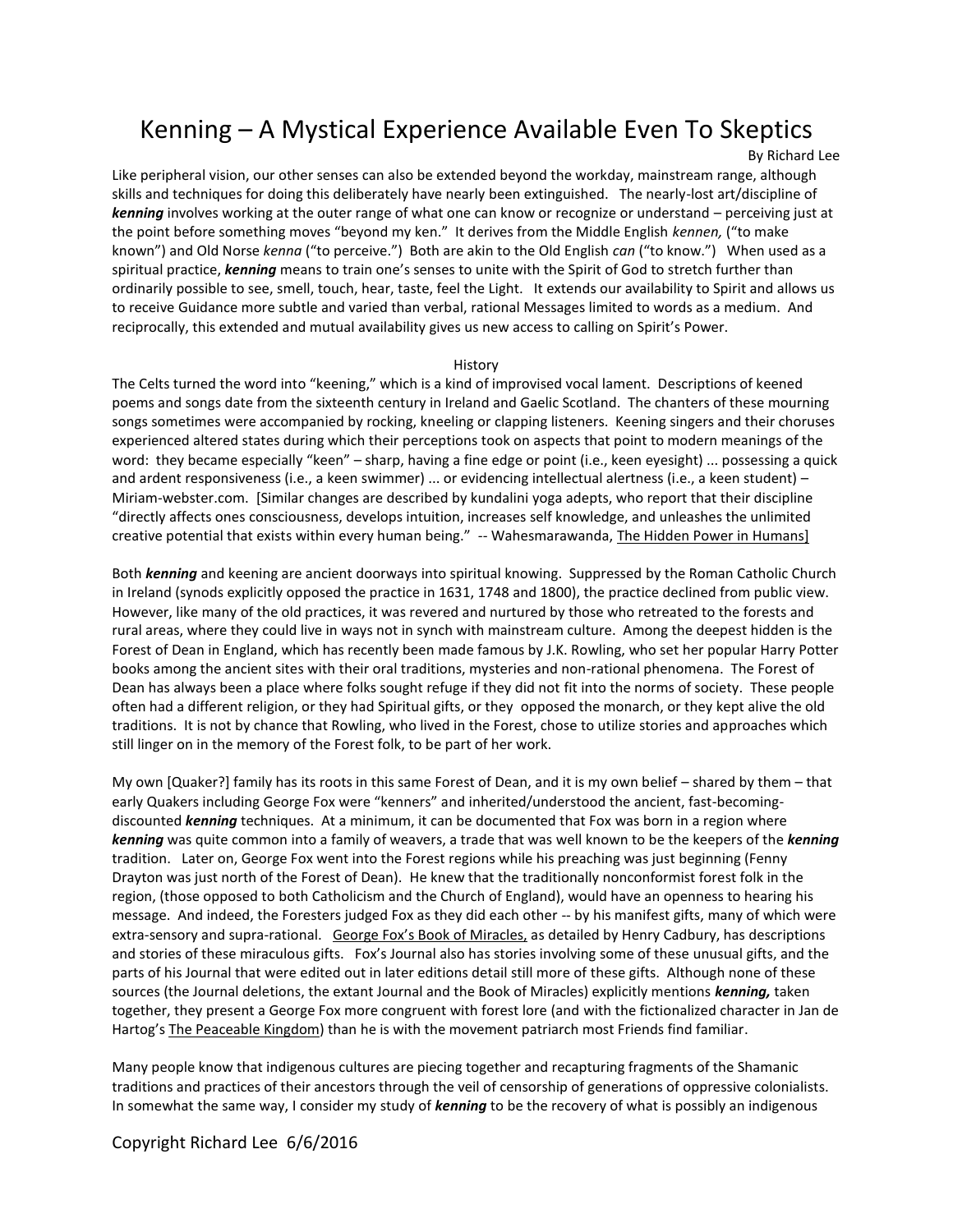# Kenning – A Mystical Experience Available Even To Skeptics

By Richard Lee

Like peripheral vision, our other senses can also be extended beyond the workday, mainstream range, although skills and techniques for doing this deliberately have nearly been extinguished. The nearly-lost art/discipline of ***kenning*** involves working at the outer range of what one can know or recognize or understand – perceiving just at the point before something moves "beyond my ken." It derives from the Middle English *kennen,* ("to make known") and Old Norse *kenna* ("to perceive.") Both are akin to the Old English *can* ("to know.") When used as a spiritual practice, ***kenning*** means to train one's senses to unite with the Spirit of God to stretch further than ordinarily possible to see, smell, touch, hear, taste, feel the Light. It extends our availability to Spirit and allows us to receive Guidance more subtle and varied than verbal, rational Messages limited to words as a medium. And reciprocally, this extended and mutual availability gives us new access to calling on Spirit's Power.

## History

The Celts turned the word into "keening," which is a kind of improvised vocal lament. Descriptions of keened poems and songs date from the sixteenth century in Ireland and Gaelic Scotland. The chanters of these mourning songs sometimes were accompanied by rocking, kneeling or clapping listeners. Keening singers and their choruses experienced altered states during which their perceptions took on aspects that point to modern meanings of the word: they became especially "keen" – sharp, having a fine edge or point (i.e., keen eyesight) ... possessing a quick and ardent responsiveness (i.e., a keen swimmer) ... or evidencing intellectual alertness (i.e., a keen student) – Miriam-webster.com. [Similar changes are described by kundalini yoga adepts, who report that their discipline "directly affects ones consciousness, develops intuition, increases self knowledge, and unleashes the unlimited creative potential that exists within every human being." -- Wahesmarawanda, The Hidden Power in Humans]

Both ***kenning*** and keening are ancient doorways into spiritual knowing. Suppressed by the Roman Catholic Church in Ireland (synods explicitly opposed the practice in 1631, 1748 and 1800), the practice declined from public view. However, like many of the old practices, it was revered and nurtured by those who retreated to the forests and rural areas, where they could live in ways not in synch with mainstream culture. Among the deepest hidden is the Forest of Dean in England, which has recently been made famous by J.K. Rowling, who set her popular Harry Potter books among the ancient sites with their oral traditions, mysteries and non-rational phenomena. The Forest of Dean has always been a place where folks sought refuge if they did not fit into the norms of society. These people often had a different religion, or they had Spiritual gifts, or they opposed the monarch, or they kept alive the old traditions. It is not by chance that Rowling, who lived in the Forest, chose to utilize stories and approaches which still linger on in the memory of the Forest folk, to be part of her work.

My own [Quaker?] family has its roots in this same Forest of Dean, and it is my own belief – shared by them – that early Quakers including George Fox were "kenners" and inherited/understood the ancient, fast-becoming-discounted ***kenning*** techniques. At a minimum, it can be documented that Fox was born in a region where ***kenning*** was quite common into a family of weavers, a trade that was well known to be the keepers of the ***kenning*** tradition. Later on, George Fox went into the Forest regions while his preaching was just beginning (Fenny Drayton was just north of the Forest of Dean). He knew that the traditionally nonconformist forest folk in the region, (those opposed to both Catholicism and the Church of England), would have an openness to hearing his message. And indeed, the Foresters judged Fox as they did each other -- by his manifest gifts, many of which were extra-sensory and supra-rational. George Fox's Book of Miracles, as detailed by Henry Cadbury, has descriptions and stories of these miraculous gifts. Fox's Journal also has stories involving some of these unusual gifts, and the parts of his Journal that were edited out in later editions detail still more of these gifts. Although none of these sources (the Journal deletions, the extant Journal and the Book of Miracles) explicitly mentions ***kenning,*** taken together, they present a George Fox more congruent with forest lore (and with the fictionalized character in Jan de Hartog's The Peaceable Kingdom) than he is with the movement patriarch most Friends find familiar.

Many people know that indigenous cultures are piecing together and recapturing fragments of the Shamanic traditions and practices of their ancestors through the veil of censorship of generations of oppressive colonialists. In somewhat the same way, I consider my study of ***kenning*** to be the recovery of what is possibly an indigenous

Copyright Richard Lee 6/6/2016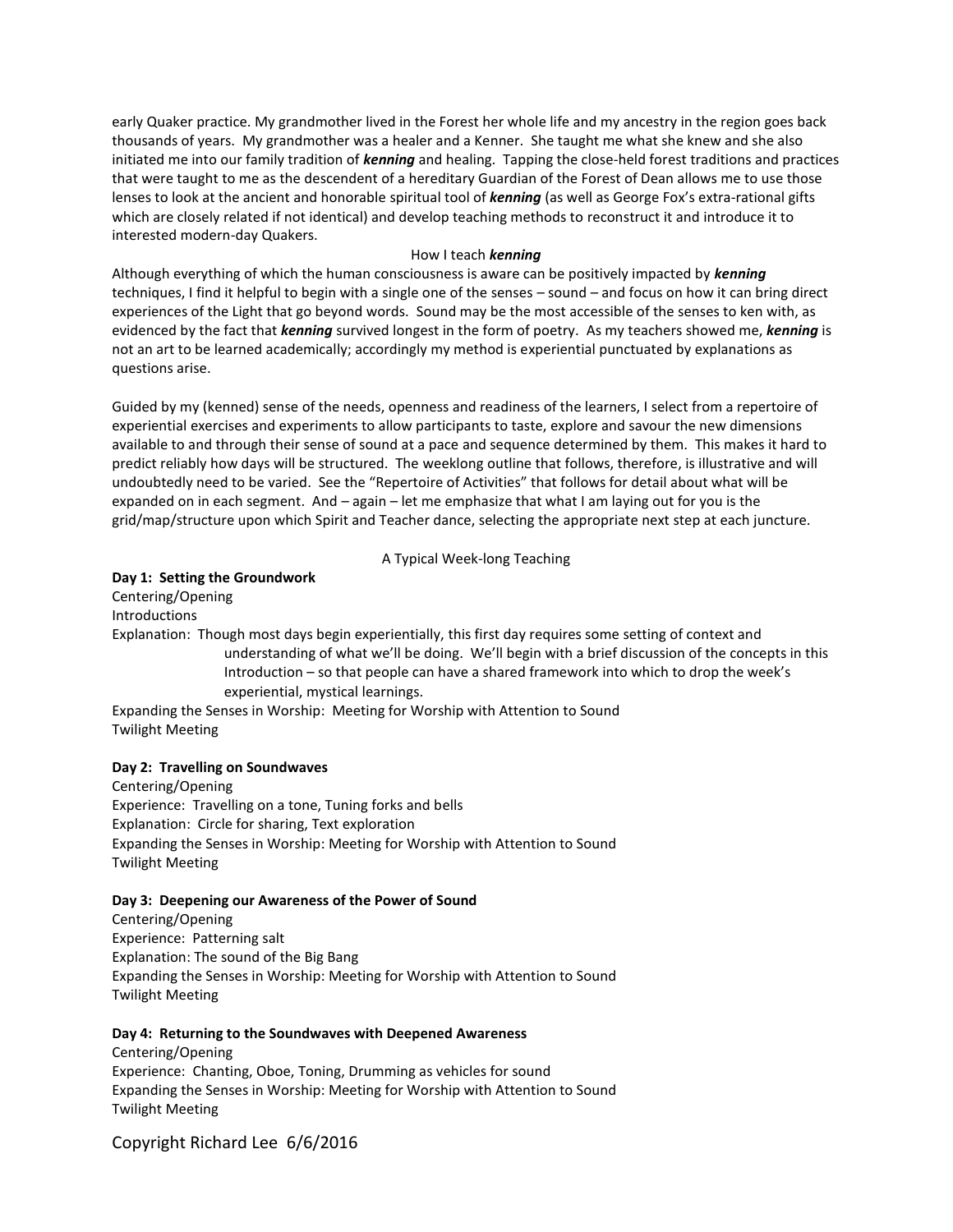early Quaker practice. My grandmother lived in the Forest her whole life and my ancestry in the region goes back thousands of years. My grandmother was a healer and a Kenner. She taught me what she knew and she also initiated me into our family tradition of ***kenning*** and healing. Tapping the close-held forest traditions and practices that were taught to me as the descendent of a hereditary Guardian of the Forest of Dean allows me to use those lenses to look at the ancient and honorable spiritual tool of ***kenning*** (as well as George Fox's extra-rational gifts which are closely related if not identical) and develop teaching methods to reconstruct it and introduce it to interested modern-day Quakers.

## How I teach ***kenning***

Although everything of which the human consciousness is aware can be positively impacted by ***kenning*** techniques, I find it helpful to begin with a single one of the senses – sound – and focus on how it can bring direct experiences of the Light that go beyond words. Sound may be the most accessible of the senses to ken with, as evidenced by the fact that ***kenning*** survived longest in the form of poetry. As my teachers showed me, ***kenning*** is not an art to be learned academically; accordingly my method is experiential punctuated by explanations as questions arise.

Guided by my (kenned) sense of the needs, openness and readiness of the learners, I select from a repertoire of experiential exercises and experiments to allow participants to taste, explore and savour the new dimensions available to and through their sense of sound at a pace and sequence determined by them. This makes it hard to predict reliably how days will be structured. The weeklong outline that follows, therefore, is illustrative and will undoubtedly need to be varied. See the "Repertoire of Activities" that follows for detail about what will be expanded on in each segment. And – again – let me emphasize that what I am laying out for you is the grid/map/structure upon which Spirit and Teacher dance, selecting the appropriate next step at each juncture.

## A Typical Week-long Teaching

**Day 1: Setting the Groundwork**

Centering/Opening

Introductions

Explanation: Though most days begin experientially, this first day requires some setting of context and understanding of what we'll be doing. We'll begin with a brief discussion of the concepts in this Introduction – so that people can have a shared framework into which to drop the week's experiential, mystical learnings.

Expanding the Senses in Worship: Meeting for Worship with Attention to Sound

Twilight Meeting

**Day 2: Travelling on Soundwaves**

Centering/Opening

Experience: Travelling on a tone, Tuning forks and bells

Explanation: Circle for sharing, Text exploration

Expanding the Senses in Worship: Meeting for Worship with Attention to Sound

Twilight Meeting

**Day 3: Deepening our Awareness of the Power of Sound**

Centering/Opening

Experience: Patterning salt

Explanation: The sound of the Big Bang

Expanding the Senses in Worship: Meeting for Worship with Attention to Sound

Twilight Meeting

**Day 4: Returning to the Soundwaves with Deepened Awareness**

Centering/Opening

Experience: Chanting, Oboe, Toning, Drumming as vehicles for sound

Expanding the Senses in Worship: Meeting for Worship with Attention to Sound

Twilight Meeting

Copyright Richard Lee 6/6/2016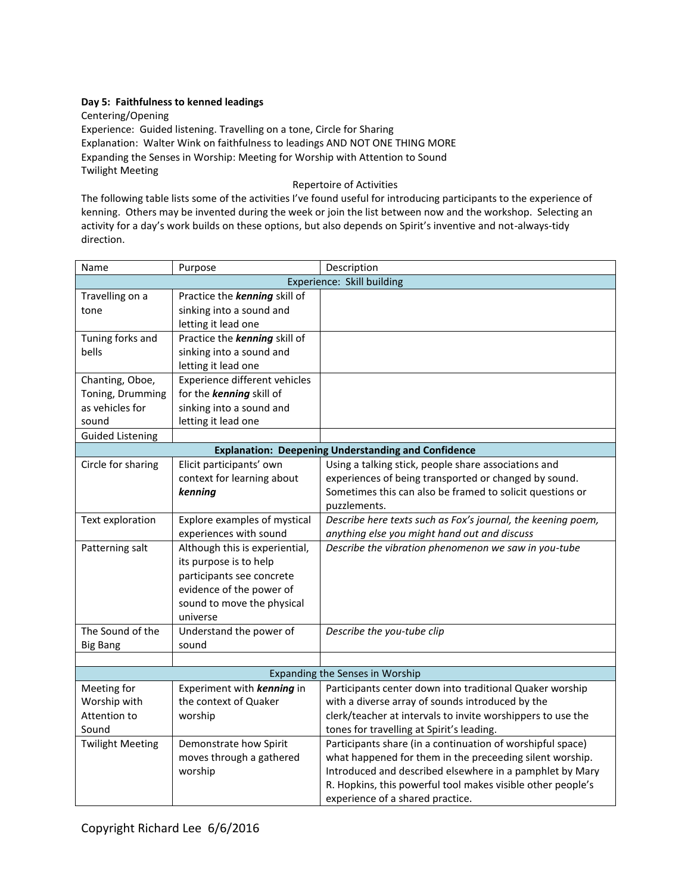**Day 5: Faithfulness to kenned leadings**

Centering/Opening

Experience: Guided listening. Travelling on a tone, Circle for Sharing

Explanation: Walter Wink on faithfulness to leadings AND NOT ONE THING MORE

Expanding the Senses in Worship: Meeting for Worship with Attention to Sound

Twilight Meeting

Repertoire of Activities

The following table lists some of the activities I've found useful for introducing participants to the experience of kenning. Others may be invented during the week or join the list between now and the workshop. Selecting an activity for a day's work builds on these options, but also depends on Spirit's inventive and not-always-tidy direction.

| Name | Purpose | Description |
|---|---|---|
| Experience: Skill building | | |
| Travelling on a tone | Practice the ***kenning*** skill of sinking into a sound and letting it lead one | |
| Tuning forks and bells | Practice the ***kenning*** skill of sinking into a sound and letting it lead one | |
| Chanting, Oboe, Toning, Drumming as vehicles for sound | Experience different vehicles for the ***kenning*** skill of sinking into a sound and letting it lead one | |
| Guided Listening | | |
| **Explanation: Deepening Understanding and Confidence** | | |
| Circle for sharing | Elicit participants' own context for learning about ***kenning*** | Using a talking stick, people share associations and experiences of being transported or changed by sound. Sometimes this can also be framed to solicit questions or puzzlements. |
| Text exploration | Explore examples of mystical experiences with sound | *Describe here texts such as Fox's journal, the keening poem, anything else you might hand out and discuss* |
| Patterning salt | Although this is experiential, its purpose is to help participants see concrete evidence of the power of sound to move the physical universe | *Describe the vibration phenomenon we saw in you-tube* |
| The Sound of the Big Bang | Understand the power of sound | *Describe the you-tube clip* |
| | | |
| Expanding the Senses in Worship | | |
| Meeting for Worship with Attention to Sound | Experiment with ***kenning*** in the context of Quaker worship | Participants center down into traditional Quaker worship with a diverse array of sounds introduced by the clerk/teacher at intervals to invite worshippers to use the tones for travelling at Spirit's leading. |
| Twilight Meeting | Demonstrate how Spirit moves through a gathered worship | Participants share (in a continuation of worshipful space) what happened for them in the preceeding silent worship. Introduced and described elsewhere in a pamphlet by Mary R. Hopkins, this powerful tool makes visible other people's experience of a shared practice. |

Copyright Richard Lee 6/6/2016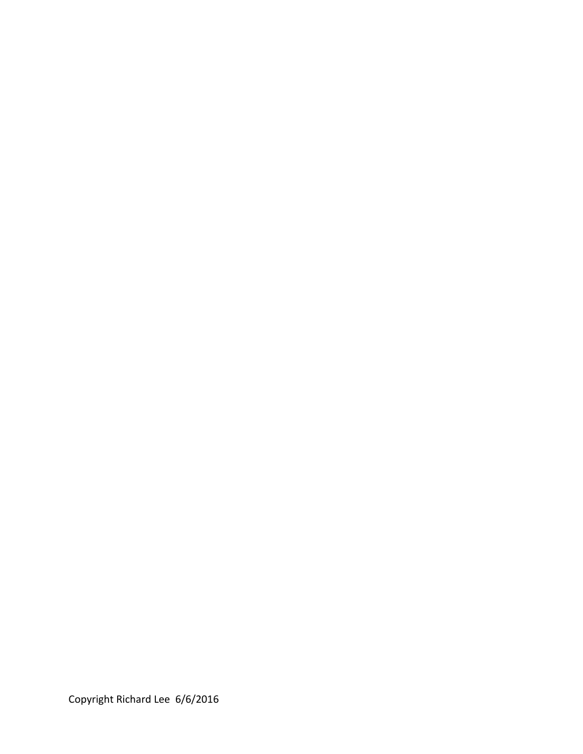Copyright Richard Lee 6/6/2016